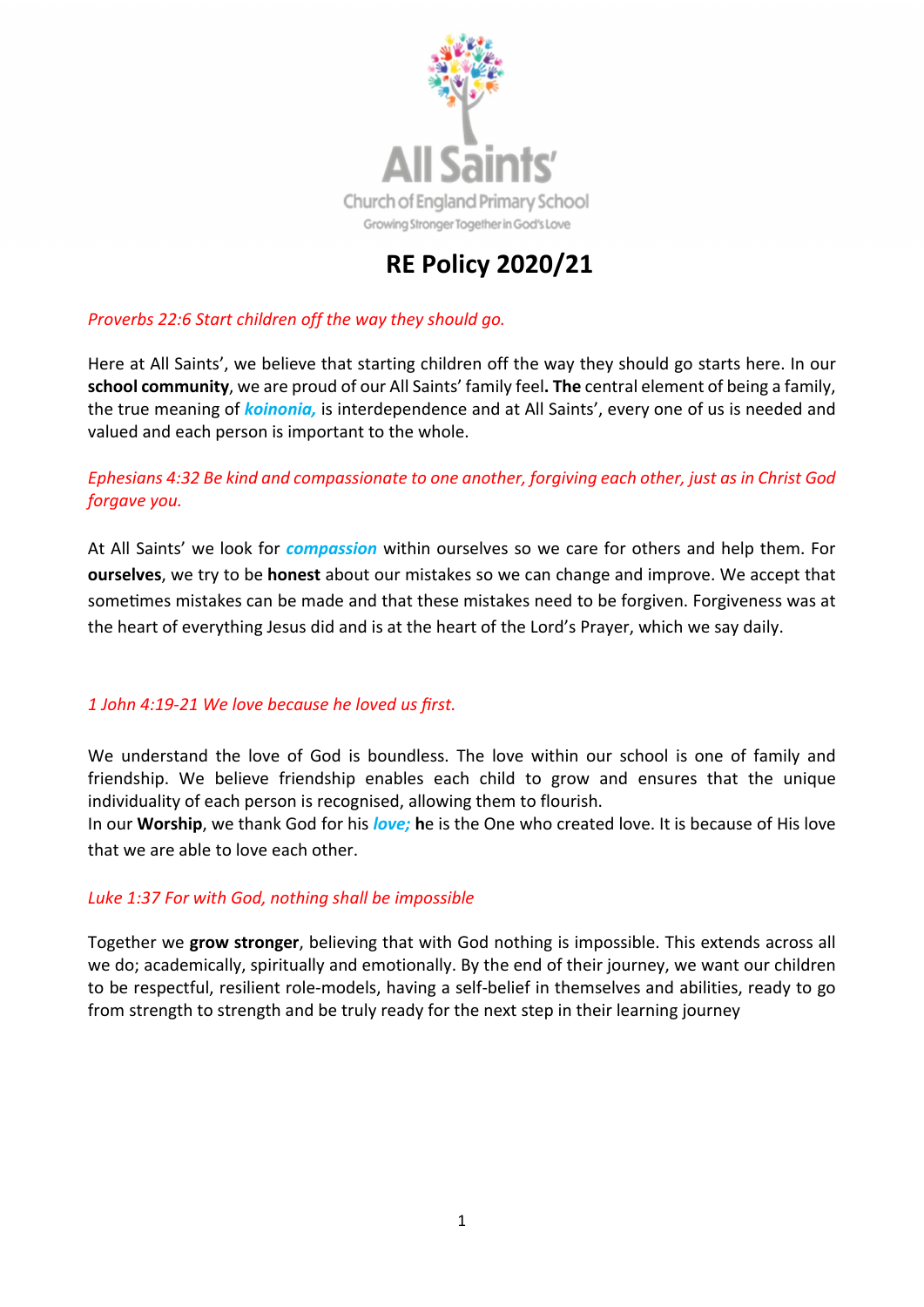All Saints'

Church of England Primary School

Growing Stronger Together in God's Love

# RE Policy 2020/21

*Proverbs 22:6 Start children off the way they should go.*

Here at All Saints', we believe that starting children off the way they should go starts here. In our **school community**, we are proud of our All Saints' family feel**. The** central element of being a family, the true meaning of ***koinonia,*** is interdependence and at All Saints', every one of us is needed and valued and each person is important to the whole.

*Ephesians 4:32 Be kind and compassionate to one another, forgiving each other, just as in Christ God forgave you.*

At All Saints' we look for ***compassion*** within ourselves so we care for others and help them. For **ourselves**, we try to be **honest** about our mistakes so we can change and improve. We accept that sometimes mistakes can be made and that these mistakes need to be forgiven. Forgiveness was at the heart of everything Jesus did and is at the heart of the Lord's Prayer, which we say daily.

*1 John 4:19-21 We love because he loved us first.*

We understand the love of God is boundless. The love within our school is one of family and friendship. We believe friendship enables each child to grow and ensures that the unique individuality of each person is recognised, allowing them to flourish.
In our **Worship**, we thank God for his ***love;*** **h**e is the One who created love. It is because of His love that we are able to love each other.

*Luke 1:37 For with God, nothing shall be impossible*

Together we **grow stronger**, believing that with God nothing is impossible. This extends across all we do; academically, spiritually and emotionally. By the end of their journey, we want our children to be respectful, resilient role-models, having a self-belief in themselves and abilities, ready to go from strength to strength and be truly ready for the next step in their learning journey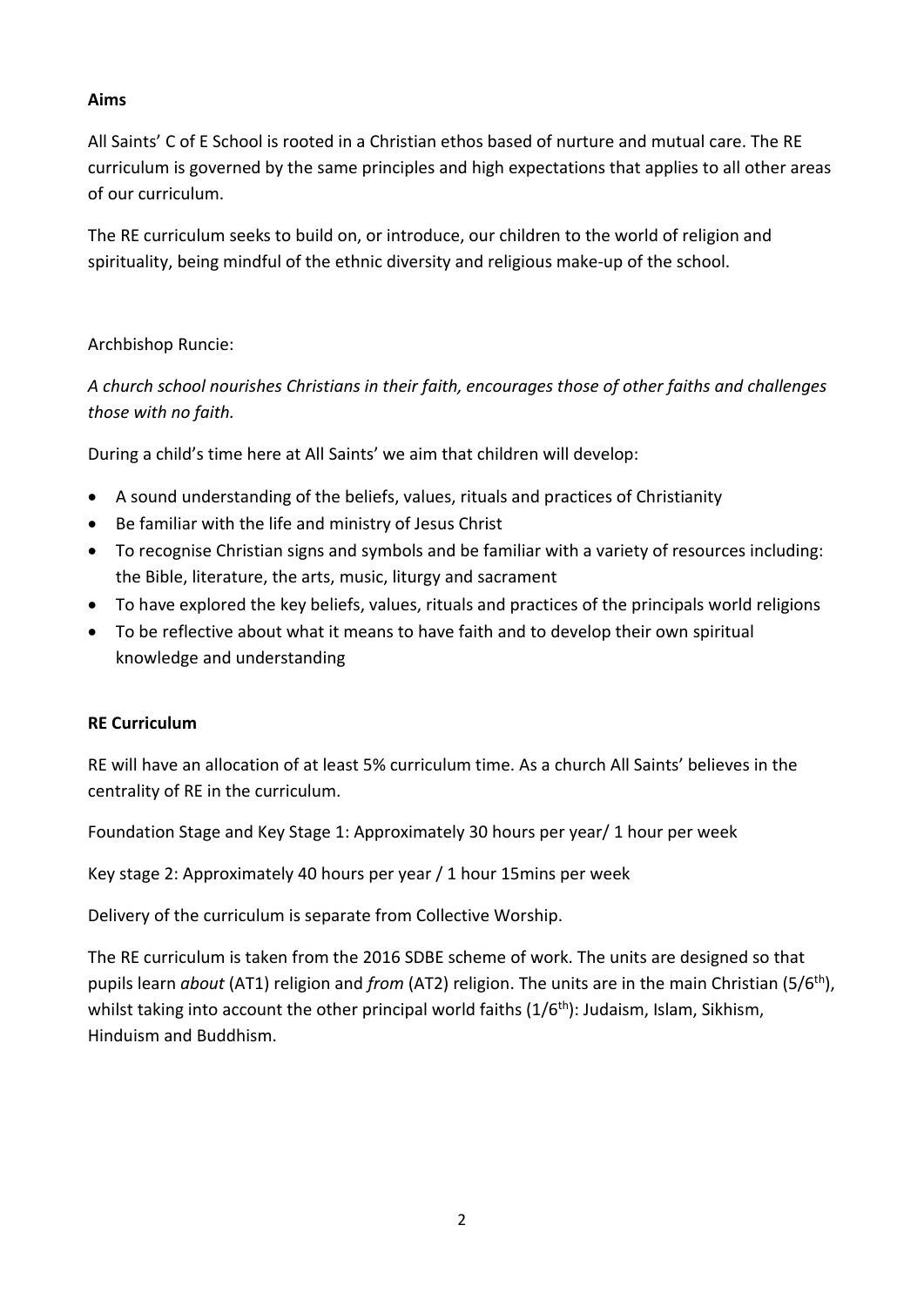**Aims**

All Saints' C of E School is rooted in a Christian ethos based of nurture and mutual care. The RE curriculum is governed by the same principles and high expectations that applies to all other areas of our curriculum.

The RE curriculum seeks to build on, or introduce, our children to the world of religion and spirituality, being mindful of the ethnic diversity and religious make-up of the school.

Archbishop Runcie:

*A church school nourishes Christians in their faith, encourages those of other faiths and challenges those with no faith.*

During a child's time here at All Saints' we aim that children will develop:

- A sound understanding of the beliefs, values, rituals and practices of Christianity
- Be familiar with the life and ministry of Jesus Christ
- To recognise Christian signs and symbols and be familiar with a variety of resources including: the Bible, literature, the arts, music, liturgy and sacrament
- To have explored the key beliefs, values, rituals and practices of the principals world religions
- To be reflective about what it means to have faith and to develop their own spiritual knowledge and understanding

**RE Curriculum**

RE will have an allocation of at least 5% curriculum time. As a church All Saints' believes in the centrality of RE in the curriculum.

Foundation Stage and Key Stage 1: Approximately 30 hours per year/ 1 hour per week

Key stage 2: Approximately 40 hours per year / 1 hour 15mins per week

Delivery of the curriculum is separate from Collective Worship.

The RE curriculum is taken from the 2016 SDBE scheme of work. The units are designed so that pupils learn *about* (AT1) religion and *from* (AT2) religion. The units are in the main Christian (5/6th), whilst taking into account the other principal world faiths (1/6th): Judaism, Islam, Sikhism, Hinduism and Buddhism.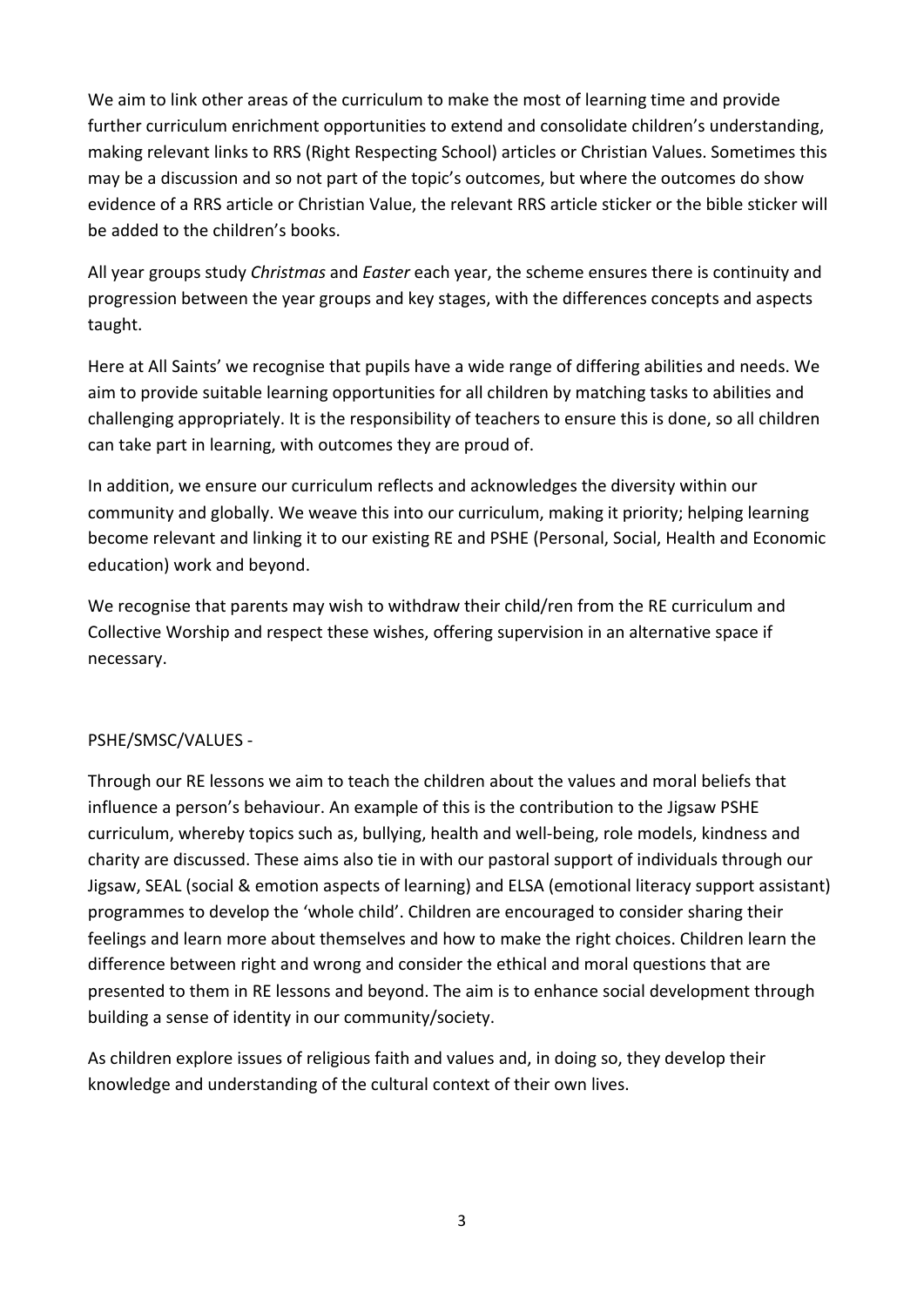We aim to link other areas of the curriculum to make the most of learning time and provide further curriculum enrichment opportunities to extend and consolidate children's understanding, making relevant links to RRS (Right Respecting School) articles or Christian Values. Sometimes this may be a discussion and so not part of the topic's outcomes, but where the outcomes do show evidence of a RRS article or Christian Value, the relevant RRS article sticker or the bible sticker will be added to the children's books.

All year groups study *Christmas* and *Easter* each year, the scheme ensures there is continuity and progression between the year groups and key stages, with the differences concepts and aspects taught.

Here at All Saints' we recognise that pupils have a wide range of differing abilities and needs. We aim to provide suitable learning opportunities for all children by matching tasks to abilities and challenging appropriately. It is the responsibility of teachers to ensure this is done, so all children can take part in learning, with outcomes they are proud of.

In addition, we ensure our curriculum reflects and acknowledges the diversity within our community and globally. We weave this into our curriculum, making it priority; helping learning become relevant and linking it to our existing RE and PSHE (Personal, Social, Health and Economic education) work and beyond.

We recognise that parents may wish to withdraw their child/ren from the RE curriculum and Collective Worship and respect these wishes, offering supervision in an alternative space if necessary.

PSHE/SMSC/VALUES -

Through our RE lessons we aim to teach the children about the values and moral beliefs that influence a person's behaviour. An example of this is the contribution to the Jigsaw PSHE curriculum, whereby topics such as, bullying, health and well-being, role models, kindness and charity are discussed. These aims also tie in with our pastoral support of individuals through our Jigsaw, SEAL (social & emotion aspects of learning) and ELSA (emotional literacy support assistant) programmes to develop the 'whole child'. Children are encouraged to consider sharing their feelings and learn more about themselves and how to make the right choices. Children learn the difference between right and wrong and consider the ethical and moral questions that are presented to them in RE lessons and beyond. The aim is to enhance social development through building a sense of identity in our community/society.

As children explore issues of religious faith and values and, in doing so, they develop their knowledge and understanding of the cultural context of their own lives.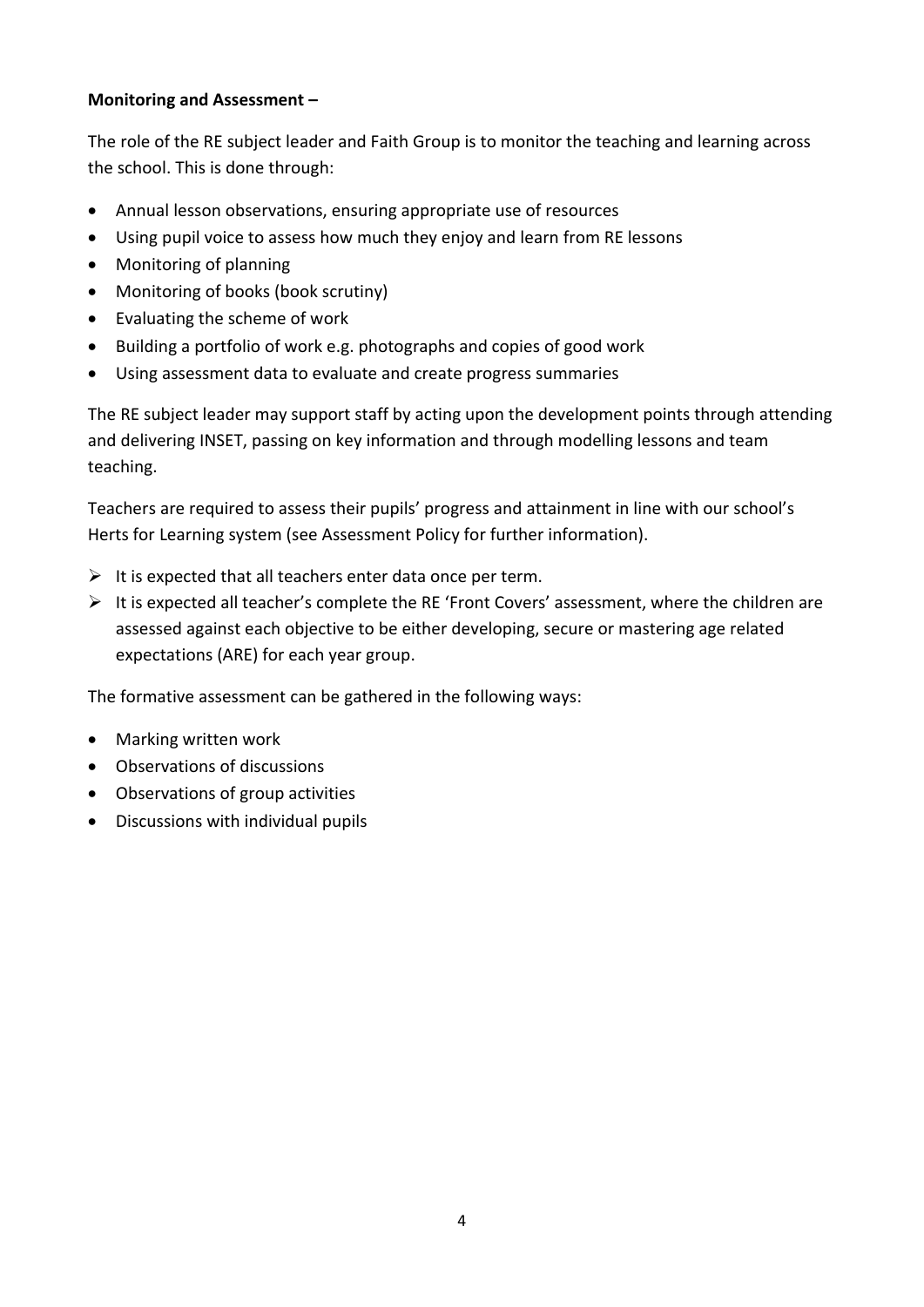**Monitoring and Assessment –**

The role of the RE subject leader and Faith Group is to monitor the teaching and learning across the school. This is done through:

- Annual lesson observations, ensuring appropriate use of resources
- Using pupil voice to assess how much they enjoy and learn from RE lessons
- Monitoring of planning
- Monitoring of books (book scrutiny)
- Evaluating the scheme of work
- Building a portfolio of work e.g. photographs and copies of good work
- Using assessment data to evaluate and create progress summaries

The RE subject leader may support staff by acting upon the development points through attending and delivering INSET, passing on key information and through modelling lessons and team teaching.

Teachers are required to assess their pupils' progress and attainment in line with our school's Herts for Learning system (see Assessment Policy for further information).

- It is expected that all teachers enter data once per term.
- It is expected all teacher's complete the RE 'Front Covers' assessment, where the children are assessed against each objective to be either developing, secure or mastering age related expectations (ARE) for each year group.

The formative assessment can be gathered in the following ways:

- Marking written work
- Observations of discussions
- Observations of group activities
- Discussions with individual pupils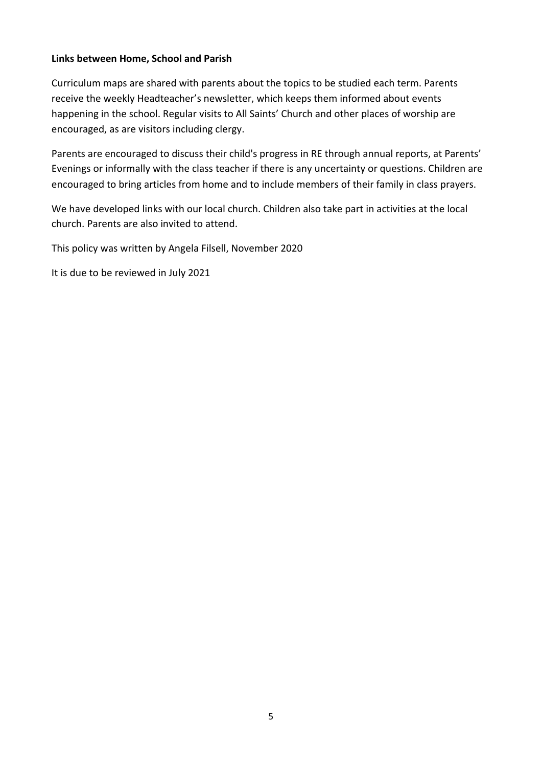**Links between Home, School and Parish**

Curriculum maps are shared with parents about the topics to be studied each term. Parents receive the weekly Headteacher's newsletter, which keeps them informed about events happening in the school. Regular visits to All Saints' Church and other places of worship are encouraged, as are visitors including clergy.

Parents are encouraged to discuss their child's progress in RE through annual reports, at Parents' Evenings or informally with the class teacher if there is any uncertainty or questions. Children are encouraged to bring articles from home and to include members of their family in class prayers.

We have developed links with our local church. Children also take part in activities at the local church. Parents are also invited to attend.

This policy was written by Angela Filsell, November 2020

It is due to be reviewed in July 2021